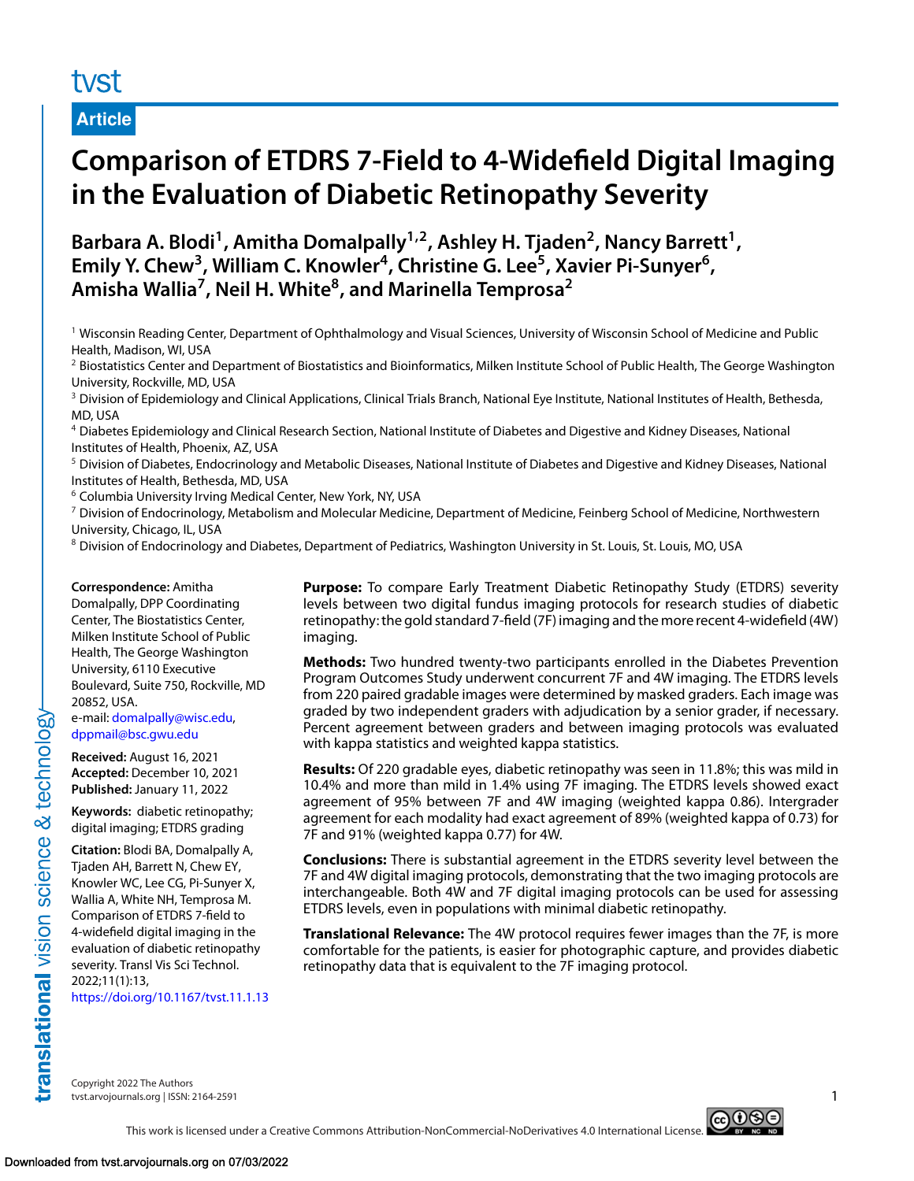**Article**

# Comparison of ETDRS 7-Field to 4-Widefield Digital Imaging in the Evaluation of Diabetic Retinopathy Severity

**Barbara A. Blodi[1], Amitha Domalpally[1,2], Ashley H. Tjaden[2], Nancy Barrett[1], Emily Y. Chew[3], William C. Knowler[4], Christine G. Lee[5], Xavier Pi-Sunyer[6], Amisha Wallia[7], Neil H. White[8], and Marinella Temprosa[2]**

[1] Wisconsin Reading Center, Department of Ophthalmology and Visual Sciences, University of Wisconsin School of Medicine and Public Health, Madison, WI, USA
[2] Biostatistics Center and Department of Biostatistics and Bioinformatics, Milken Institute School of Public Health, The George Washington University, Rockville, MD, USA
[3] Division of Epidemiology and Clinical Applications, Clinical Trials Branch, National Eye Institute, National Institutes of Health, Bethesda, MD, USA
[4] Diabetes Epidemiology and Clinical Research Section, National Institute of Diabetes and Digestive and Kidney Diseases, National Institutes of Health, Phoenix, AZ, USA
[5] Division of Diabetes, Endocrinology and Metabolic Diseases, National Institute of Diabetes and Digestive and Kidney Diseases, National Institutes of Health, Bethesda, MD, USA
[6] Columbia University Irving Medical Center, New York, NY, USA
[7] Division of Endocrinology, Metabolism and Molecular Medicine, Department of Medicine, Feinberg School of Medicine, Northwestern University, Chicago, IL, USA
[8] Division of Endocrinology and Diabetes, Department of Pediatrics, Washington University in St. Louis, St. Louis, MO, USA

**Correspondence:** Amitha Domalpally, DPP Coordinating Center, The Biostatistics Center, Milken Institute School of Public Health, The George Washington University, 6110 Executive Boulevard, Suite 750, Rockville, MD 20852, USA.
e-mail: domalpally@wisc.edu, dppmail@bsc.gwu.edu

**Received:** August 16, 2021
**Accepted:** December 10, 2021
**Published:** January 11, 2022

**Keywords:** diabetic retinopathy; digital imaging; ETDRS grading

**Citation:** Blodi BA, Domalpally A, Tjaden AH, Barrett N, Chew EY, Knowler WC, Lee CG, Pi-Sunyer X, Wallia A, White NH, Temprosa M. Comparison of ETDRS 7-field to 4-widefield digital imaging in the evaluation of diabetic retinopathy severity. Transl Vis Sci Technol. 2022;11(1):13, https://doi.org/10.1167/tvst.11.1.13

**Purpose:** To compare Early Treatment Diabetic Retinopathy Study (ETDRS) severity levels between two digital fundus imaging protocols for research studies of diabetic retinopathy: the gold standard 7-field (7F) imaging and the more recent 4-widefield (4W) imaging.

**Methods:** Two hundred twenty-two participants enrolled in the Diabetes Prevention Program Outcomes Study underwent concurrent 7F and 4W imaging. The ETDRS levels from 220 paired gradable images were determined by masked graders. Each image was graded by two independent graders with adjudication by a senior grader, if necessary. Percent agreement between graders and between imaging protocols was evaluated with kappa statistics and weighted kappa statistics.

**Results:** Of 220 gradable eyes, diabetic retinopathy was seen in 11.8%; this was mild in 10.4% and more than mild in 1.4% using 7F imaging. The ETDRS levels showed exact agreement of 95% between 7F and 4W imaging (weighted kappa 0.86). Intergrader agreement for each modality had exact agreement of 89% (weighted kappa of 0.73) for 7F and 91% (weighted kappa 0.77) for 4W.

**Conclusions:** There is substantial agreement in the ETDRS severity level between the 7F and 4W digital imaging protocols, demonstrating that the two imaging protocols are interchangeable. Both 4W and 7F digital imaging protocols can be used for assessing ETDRS levels, even in populations with minimal diabetic retinopathy.

**Translational Relevance:** The 4W protocol requires fewer images than the 7F, is more comfortable for the patients, is easier for photographic capture, and provides diabetic retinopathy data that is equivalent to the 7F imaging protocol.

Copyright 2022 The Authors
tvst.arvojournals.org | ISSN: 2164-2591

This work is licensed under a Creative Commons Attribution-NonCommercial-NoDerivatives 4.0 International License.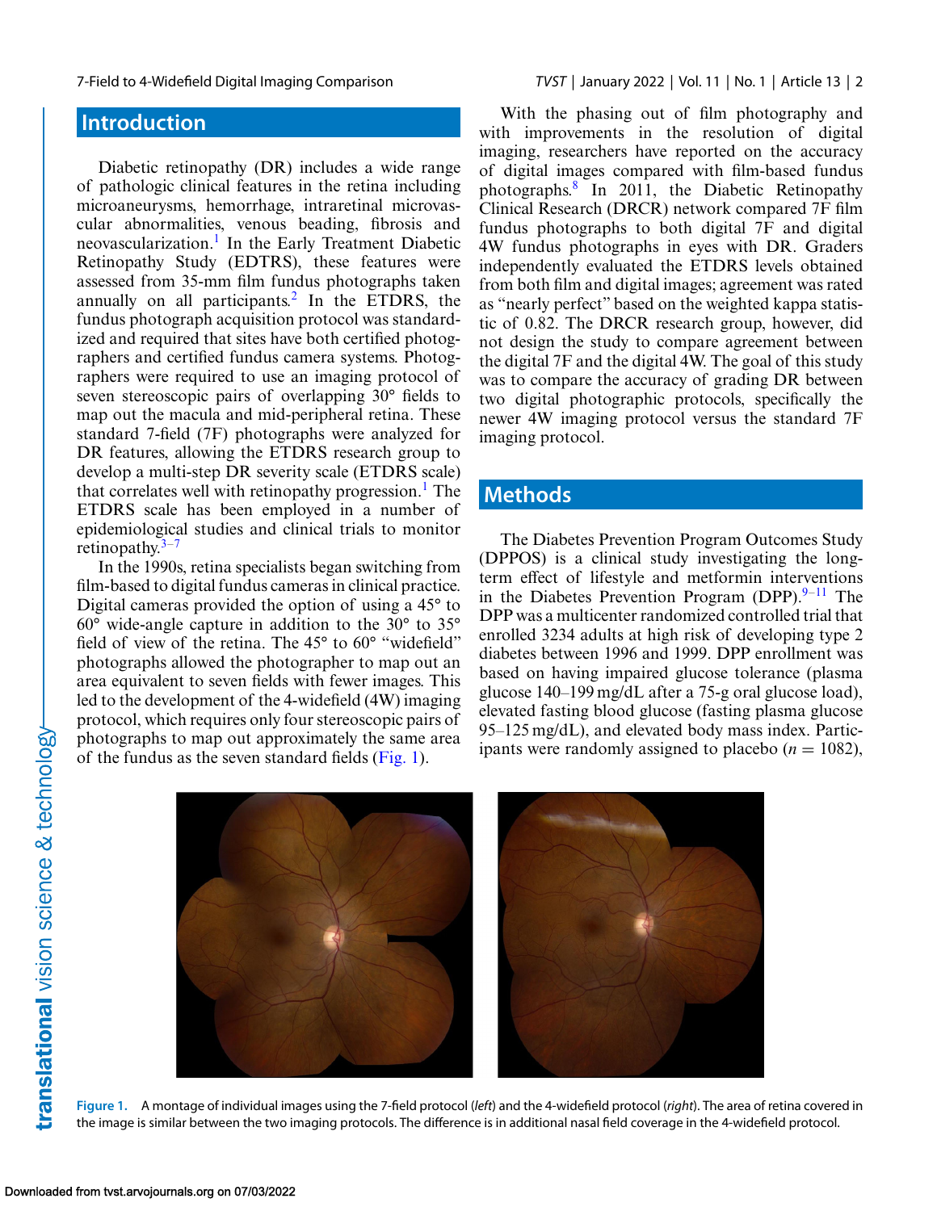## Introduction

Diabetic retinopathy (DR) includes a wide range of pathologic clinical features in the retina including microaneurysms, hemorrhage, intraretinal microvascular abnormalities, venous beading, fibrosis and neovascularization.[1] In the Early Treatment Diabetic Retinopathy Study (EDTRS), these features were assessed from 35-mm film fundus photographs taken annually on all participants.[2] In the ETDRS, the fundus photograph acquisition protocol was standardized and required that sites have both certified photographers and certified fundus camera systems. Photographers were required to use an imaging protocol of seven stereoscopic pairs of overlapping 30° fields to map out the macula and mid-peripheral retina. These standard 7-field (7F) photographs were analyzed for DR features, allowing the ETDRS research group to develop a multi-step DR severity scale (ETDRS scale) that correlates well with retinopathy progression.[1] The ETDRS scale has been employed in a number of epidemiological studies and clinical trials to monitor retinopathy.[3–7]

In the 1990s, retina specialists began switching from film-based to digital fundus cameras in clinical practice. Digital cameras provided the option of using a 45° to 60° wide-angle capture in addition to the 30° to 35° field of view of the retina. The 45° to 60° "widefield" photographs allowed the photographer to map out an area equivalent to seven fields with fewer images. This led to the development of the 4-widefield (4W) imaging protocol, which requires only four stereoscopic pairs of photographs to map out approximately the same area of the fundus as the seven standard fields (Fig. 1).

With the phasing out of film photography and with improvements in the resolution of digital imaging, researchers have reported on the accuracy of digital images compared with film-based fundus photographs.[8] In 2011, the Diabetic Retinopathy Clinical Research (DRCR) network compared 7F film fundus photographs to both digital 7F and digital 4W fundus photographs in eyes with DR. Graders independently evaluated the ETDRS levels obtained from both film and digital images; agreement was rated as "nearly perfect" based on the weighted kappa statistic of 0.82. The DRCR research group, however, did not design the study to compare agreement between the digital 7F and the digital 4W. The goal of this study was to compare the accuracy of grading DR between two digital photographic protocols, specifically the newer 4W imaging protocol versus the standard 7F imaging protocol.

## Methods

The Diabetes Prevention Program Outcomes Study (DPPOS) is a clinical study investigating the long-term effect of lifestyle and metformin interventions in the Diabetes Prevention Program (DPP).[9–11] The DPP was a multicenter randomized controlled trial that enrolled 3234 adults at high risk of developing type 2 diabetes between 1996 and 1999. DPP enrollment was based on having impaired glucose tolerance (plasma glucose 140–199 mg/dL after a 75-g oral glucose load), elevated fasting blood glucose (fasting plasma glucose 95–125 mg/dL), and elevated body mass index. Participants were randomly assigned to placebo ($n = 1082$),

**Figure 1.** A montage of individual images using the 7-field protocol (*left*) and the 4-widefield protocol (*right*). The area of retina covered in the image is similar between the two imaging protocols. The difference is in additional nasal field coverage in the 4-widefield protocol.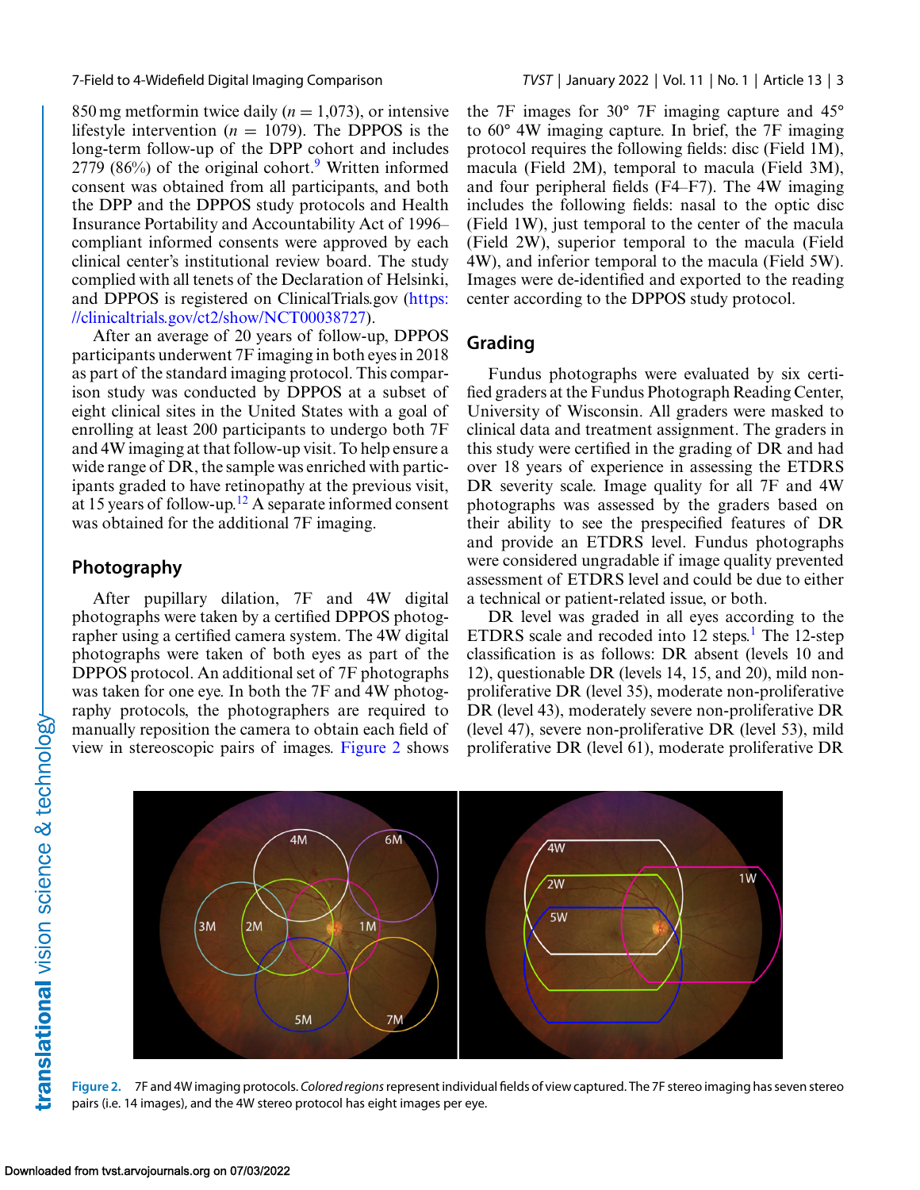850 mg metformin twice daily ($n$ = 1,073), or intensive lifestyle intervention ($n$ = 1079). The DPPOS is the long-term follow-up of the DPP cohort and includes 2779 (86%) of the original cohort.[9] Written informed consent was obtained from all participants, and both the DPP and the DPPOS study protocols and Health Insurance Portability and Accountability Act of 1996–compliant informed consents were approved by each clinical center's institutional review board. The study complied with all tenets of the Declaration of Helsinki, and DPPOS is registered on ClinicalTrials.gov (https://clinicaltrials.gov/ct2/show/NCT00038727).

After an average of 20 years of follow-up, DPPOS participants underwent 7F imaging in both eyes in 2018 as part of the standard imaging protocol. This comparison study was conducted by DPPOS at a subset of eight clinical sites in the United States with a goal of enrolling at least 200 participants to undergo both 7F and 4W imaging at that follow-up visit. To help ensure a wide range of DR, the sample was enriched with participants graded to have retinopathy at the previous visit, at 15 years of follow-up.[12] A separate informed consent was obtained for the additional 7F imaging.

## Photography

After pupillary dilation, 7F and 4W digital photographs were taken by a certified DPPOS photographer using a certified camera system. The 4W digital photographs were taken of both eyes as part of the DPPOS protocol. An additional set of 7F photographs was taken for one eye. In both the 7F and 4W photography protocols, the photographers are required to manually reposition the camera to obtain each field of view in stereoscopic pairs of images. Figure 2 shows the 7F images for 30° 7F imaging capture and 45° to 60° 4W imaging capture. In brief, the 7F imaging protocol requires the following fields: disc (Field 1M), macula (Field 2M), temporal to macula (Field 3M), and four peripheral fields (F4–F7). The 4W imaging includes the following fields: nasal to the optic disc (Field 1W), just temporal to the center of the macula (Field 2W), superior temporal to the macula (Field 4W), and inferior temporal to the macula (Field 5W). Images were de-identified and exported to the reading center according to the DPPOS study protocol.

## Grading

Fundus photographs were evaluated by six certified graders at the Fundus Photograph Reading Center, University of Wisconsin. All graders were masked to clinical data and treatment assignment. The graders in this study were certified in the grading of DR and had over 18 years of experience in assessing the ETDRS DR severity scale. Image quality for all 7F and 4W photographs was assessed by the graders based on their ability to see the prespecified features of DR and provide an ETDRS level. Fundus photographs were considered ungradable if image quality prevented assessment of ETDRS level and could be due to either a technical or patient-related issue, or both.

DR level was graded in all eyes according to the ETDRS scale and recoded into 12 steps.[1] The 12-step classification is as follows: DR absent (levels 10 and 12), questionable DR (levels 14, 15, and 20), mild non-proliferative DR (level 35), moderate non-proliferative DR (level 43), moderately severe non-proliferative DR (level 47), severe non-proliferative DR (level 53), mild proliferative DR (level 61), moderate proliferative DR

**Figure 2.** 7F and 4W imaging protocols. *Colored regions* represent individual fields of view captured. The 7F stereo imaging has seven stereo pairs (i.e. 14 images), and the 4W stereo protocol has eight images per eye.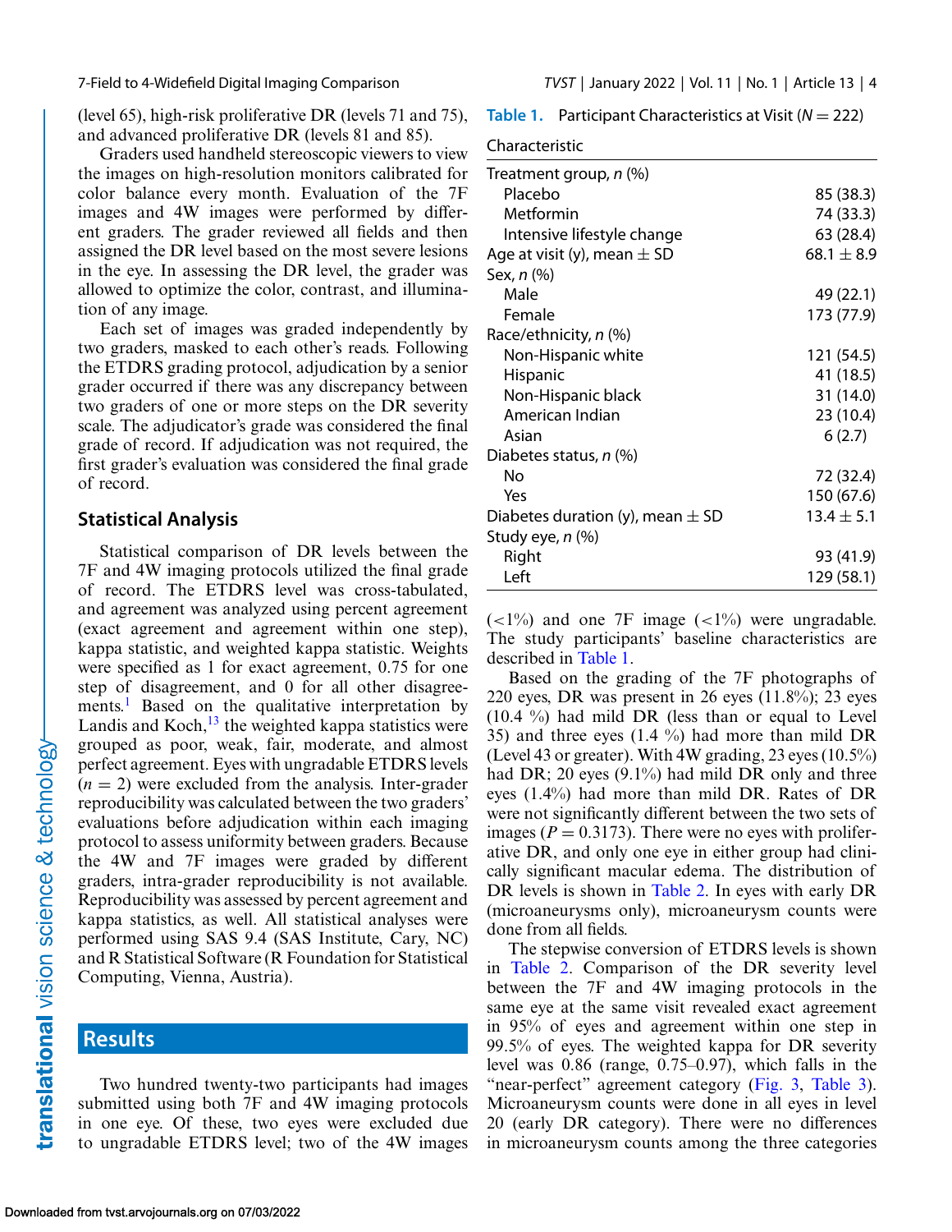(level 65), high-risk proliferative DR (levels 71 and 75), and advanced proliferative DR (levels 81 and 85).

Graders used handheld stereoscopic viewers to view the images on high-resolution monitors calibrated for color balance every month. Evaluation of the 7F images and 4W images were performed by different graders. The grader reviewed all fields and then assigned the DR level based on the most severe lesions in the eye. In assessing the DR level, the grader was allowed to optimize the color, contrast, and illumination of any image.

Each set of images was graded independently by two graders, masked to each other's reads. Following the ETDRS grading protocol, adjudication by a senior grader occurred if there was any discrepancy between two graders of one or more steps on the DR severity scale. The adjudicator's grade was considered the final grade of record. If adjudication was not required, the first grader's evaluation was considered the final grade of record.

## Statistical Analysis

Statistical comparison of DR levels between the 7F and 4W imaging protocols utilized the final grade of record. The ETDRS level was cross-tabulated, and agreement was analyzed using percent agreement (exact agreement and agreement within one step), kappa statistic, and weighted kappa statistic. Weights were specified as 1 for exact agreement, 0.75 for one step of disagreement, and 0 for all other disagreements.[1] Based on the qualitative interpretation by Landis and Koch,[13] the weighted kappa statistics were grouped as poor, weak, fair, moderate, and almost perfect agreement. Eyes with ungradable ETDRS levels ($n = 2$) were excluded from the analysis. Inter-grader reproducibility was calculated between the two graders' evaluations before adjudication within each imaging protocol to assess uniformity between graders. Because the 4W and 7F images were graded by different graders, intra-grader reproducibility is not available. Reproducibility was assessed by percent agreement and kappa statistics, as well. All statistical analyses were performed using SAS 9.4 (SAS Institute, Cary, NC) and R Statistical Software (R Foundation for Statistical Computing, Vienna, Austria).

## Results

Two hundred twenty-two participants had images submitted using both 7F and 4W imaging protocols in one eye. Of these, two eyes were excluded due to ungradable ETDRS level; two of the 4W images (<1%) and one 7F image (<1%) were ungradable. The study participants' baseline characteristics are described in Table 1.

Table 1. Participant Characteristics at Visit ($N = 222$)

| Characteristic | |
|---|---|
| Treatment group, *n* (%) | |
| Placebo | 85 (38.3) |
| Metformin | 74 (33.3) |
| Intensive lifestyle change | 63 (28.4) |
| Age at visit (y), mean ± SD | 68.1 ± 8.9 |
| Sex, *n* (%) | |
| Male | 49 (22.1) |
| Female | 173 (77.9) |
| Race/ethnicity, *n* (%) | |
| Non-Hispanic white | 121 (54.5) |
| Hispanic | 41 (18.5) |
| Non-Hispanic black | 31 (14.0) |
| American Indian | 23 (10.4) |
| Asian | 6 (2.7) |
| Diabetes status, *n* (%) | |
| No | 72 (32.4) |
| Yes | 150 (67.6) |
| Diabetes duration (y), mean ± SD | 13.4 ± 5.1 |
| Study eye, *n* (%) | |
| Right | 93 (41.9) |
| Left | 129 (58.1) |

Based on the grading of the 7F photographs of 220 eyes, DR was present in 26 eyes (11.8%); 23 eyes (10.4 %) had mild DR (less than or equal to Level 35) and three eyes (1.4 %) had more than mild DR (Level 43 or greater). With 4W grading, 23 eyes (10.5%) had DR; 20 eyes (9.1%) had mild DR only and three eyes (1.4%) had more than mild DR. Rates of DR were not significantly different between the two sets of images ($P = 0.3173$). There were no eyes with proliferative DR, and only one eye in either group had clinically significant macular edema. The distribution of DR levels is shown in Table 2. In eyes with early DR (microaneurysms only), microaneurysm counts were done from all fields.

The stepwise conversion of ETDRS levels is shown in Table 2. Comparison of the DR severity level between the 7F and 4W imaging protocols in the same eye at the same visit revealed exact agreement in 95% of eyes and agreement within one step in 99.5% of eyes. The weighted kappa for DR severity level was 0.86 (range, 0.75–0.97), which falls in the "near-perfect" agreement category (Fig. 3, Table 3). Microaneurysm counts were done in all eyes in level 20 (early DR category). There were no differences in microaneurysm counts among the three categories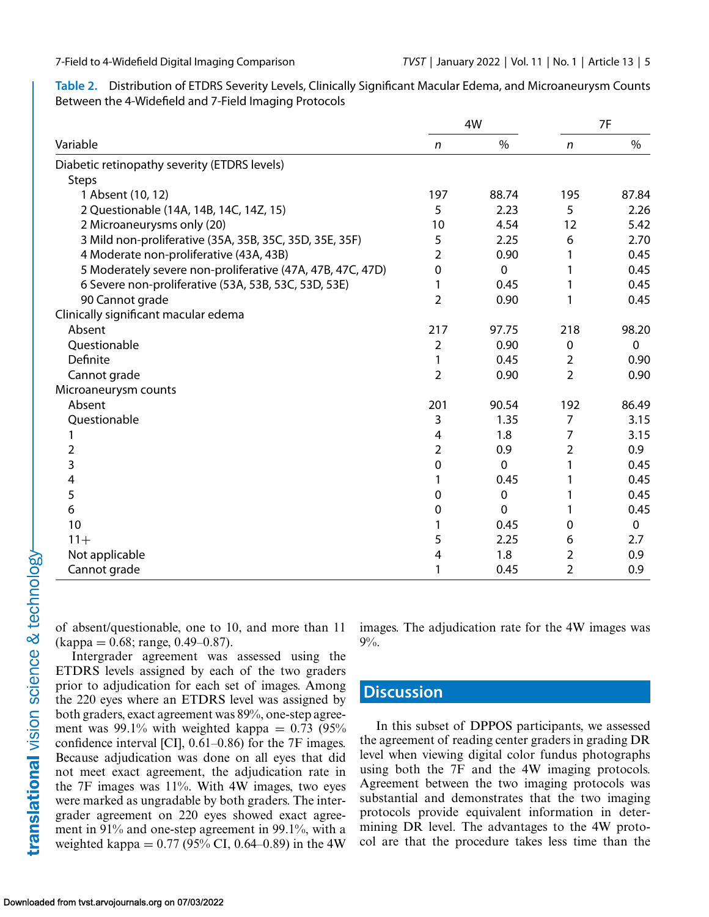**Table 2.** Distribution of ETDRS Severity Levels, Clinically Significant Macular Edema, and Microaneurysm Counts Between the 4-Widefield and 7-Field Imaging Protocols

| Variable | 4W | | 7F | |
|---|---|---|---|---|
| | *n* | % | *n* | % |
| Diabetic retinopathy severity (ETDRS levels) | | | | |
| Steps | | | | |
| 1 Absent (10, 12) | 197 | 88.74 | 195 | 87.84 |
| 2 Questionable (14A, 14B, 14C, 14Z, 15) | 5 | 2.23 | 5 | 2.26 |
| 2 Microaneurysms only (20) | 10 | 4.54 | 12 | 5.42 |
| 3 Mild non-proliferative (35A, 35B, 35C, 35D, 35E, 35F) | 5 | 2.25 | 6 | 2.70 |
| 4 Moderate non-proliferative (43A, 43B) | 2 | 0.90 | 1 | 0.45 |
| 5 Moderately severe non-proliferative (47A, 47B, 47C, 47D) | 0 | 0 | 1 | 0.45 |
| 6 Severe non-proliferative (53A, 53B, 53C, 53D, 53E) | 1 | 0.45 | 1 | 0.45 |
| 90 Cannot grade | 2 | 0.90 | 1 | 0.45 |
| Clinically significant macular edema | | | | |
| Absent | 217 | 97.75 | 218 | 98.20 |
| Questionable | 2 | 0.90 | 0 | 0 |
| Definite | 1 | 0.45 | 2 | 0.90 |
| Cannot grade | 2 | 0.90 | 2 | 0.90 |
| Microaneurysm counts | | | | |
| Absent | 201 | 90.54 | 192 | 86.49 |
| Questionable | 3 | 1.35 | 7 | 3.15 |
| 1 | 4 | 1.8 | 7 | 3.15 |
| 2 | 2 | 0.9 | 2 | 0.9 |
| 3 | 0 | 0 | 1 | 0.45 |
| 4 | 1 | 0.45 | 1 | 0.45 |
| 5 | 0 | 0 | 1 | 0.45 |
| 6 | 0 | 0 | 1 | 0.45 |
| 10 | 1 | 0.45 | 0 | 0 |
| 11+ | 5 | 2.25 | 6 | 2.7 |
| Not applicable | 4 | 1.8 | 2 | 0.9 |
| Cannot grade | 1 | 0.45 | 2 | 0.9 |

of absent/questionable, one to 10, and more than 11 (kappa = 0.68; range, 0.49–0.87).

Intergrader agreement was assessed using the ETDRS levels assigned by each of the two graders prior to adjudication for each set of images. Among the 220 eyes where an ETDRS level was assigned by both graders, exact agreement was 89%, one-step agreement was 99.1% with weighted kappa = 0.73 (95% confidence interval [CI], 0.61–0.86) for the 7F images. Because adjudication was done on all eyes that did not meet exact agreement, the adjudication rate in the 7F images was 11%. With 4W images, two eyes were marked as ungradable by both graders. The intergrader agreement on 220 eyes showed exact agreement in 91% and one-step agreement in 99.1%, with a weighted kappa = 0.77 (95% CI, 0.64–0.89) in the 4W images. The adjudication rate for the 4W images was 9%.

## Discussion

In this subset of DPPOS participants, we assessed the agreement of reading center graders in grading DR level when viewing digital color fundus photographs using both the 7F and the 4W imaging protocols. Agreement between the two imaging protocols was substantial and demonstrates that the two imaging protocols provide equivalent information in determining DR level. The advantages to the 4W protocol are that the procedure takes less time than the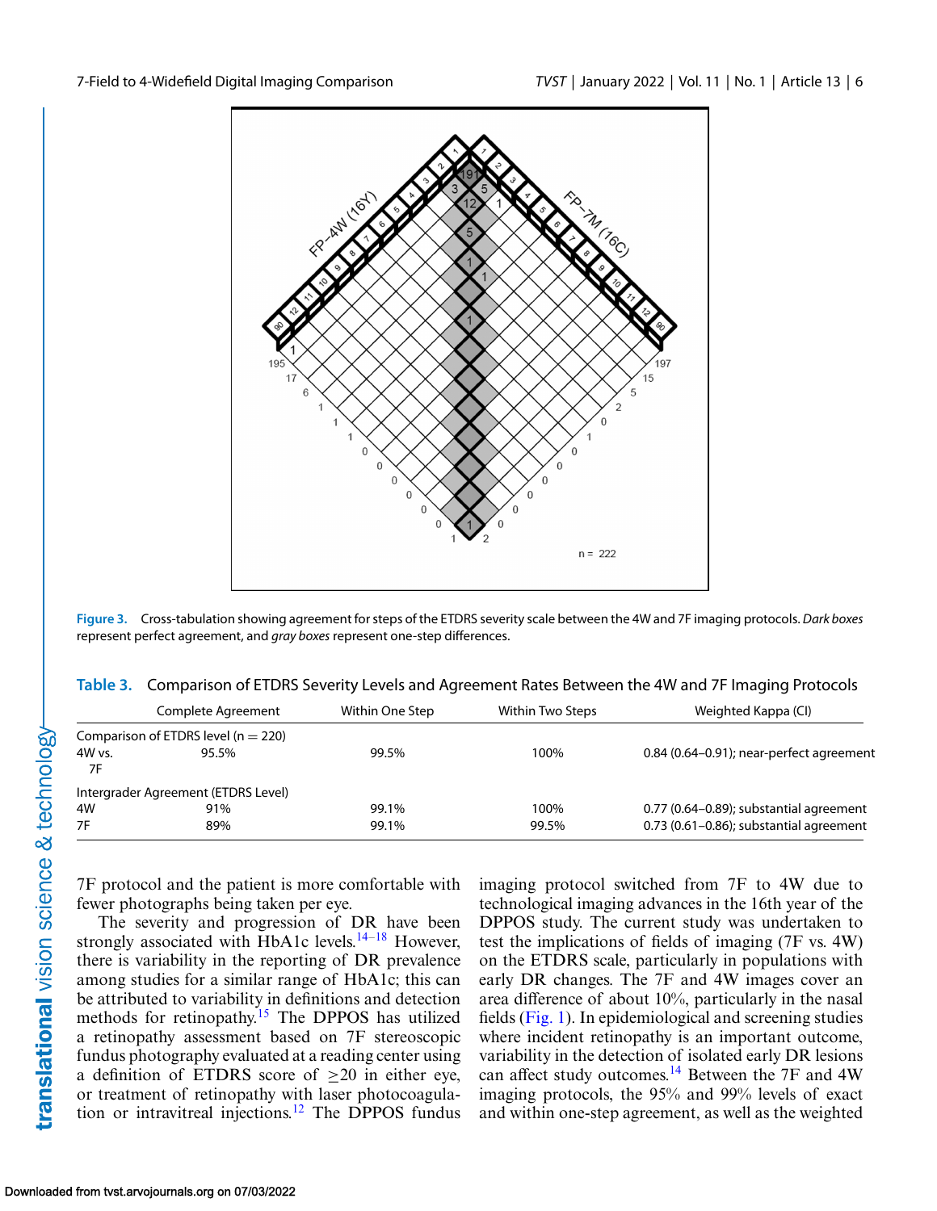Figure 3. Cross-tabulation showing agreement for steps of the ETDRS severity scale between the 4W and 7F imaging protocols. *Dark boxes* represent perfect agreement, and *gray boxes* represent one-step differences.

**Table 3.** Comparison of ETDRS Severity Levels and Agreement Rates Between the 4W and 7F Imaging Protocols

| | Complete Agreement | Within One Step | Within Two Steps | Weighted Kappa (CI) |
|---|---|---|---|---|
| Comparison of ETDRS level (n = 220) | | | | |
| 4W vs. 7F | 95.5% | 99.5% | 100% | 0.84 (0.64–0.91); near-perfect agreement |
| Intergrader Agreement (ETDRS Level) | | | | |
| 4W | 91% | 99.1% | 100% | 0.77 (0.64–0.89); substantial agreement |
| 7F | 89% | 99.1% | 99.5% | 0.73 (0.61–0.86); substantial agreement |

7F protocol and the patient is more comfortable with fewer photographs being taken per eye.

The severity and progression of DR have been strongly associated with HbA1c levels.[14–18] However, there is variability in the reporting of DR prevalence among studies for a similar range of HbA1c; this can be attributed to variability in definitions and detection methods for retinopathy.[15] The DPPOS has utilized a retinopathy assessment based on 7F stereoscopic fundus photography evaluated at a reading center using a definition of ETDRS score of ≥20 in either eye, or treatment of retinopathy with laser photocoagulation or intravitreal injections.[12] The DPPOS fundus imaging protocol switched from 7F to 4W due to technological imaging advances in the 16th year of the DPPOS study. The current study was undertaken to test the implications of fields of imaging (7F vs. 4W) on the ETDRS scale, particularly in populations with early DR changes. The 7F and 4W images cover an area difference of about 10%, particularly in the nasal fields (Fig. 1). In epidemiological and screening studies where incident retinopathy is an important outcome, variability in the detection of isolated early DR lesions can affect study outcomes.[14] Between the 7F and 4W imaging protocols, the 95% and 99% levels of exact and within one-step agreement, as well as the weighted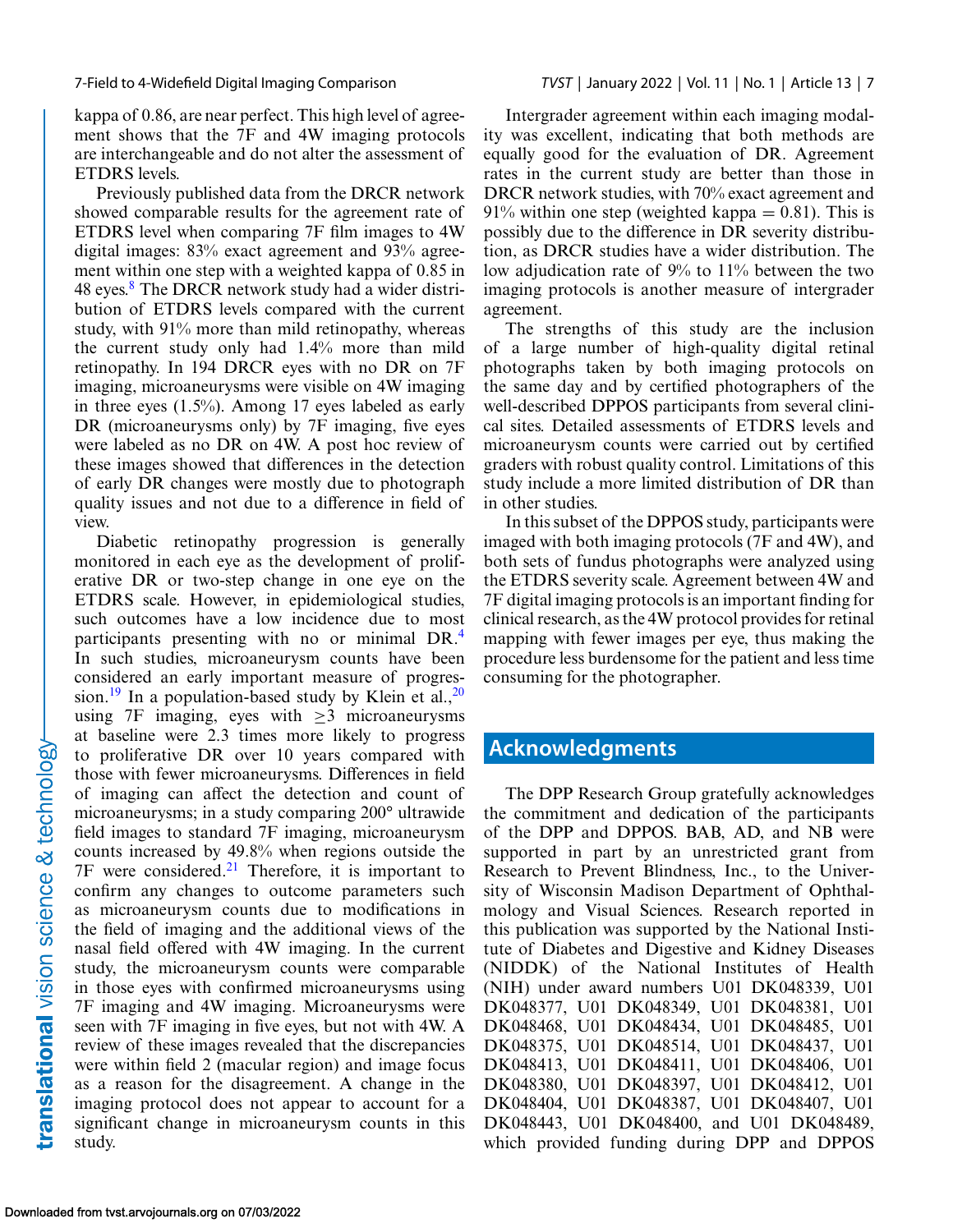kappa of 0.86, are near perfect. This high level of agreement shows that the 7F and 4W imaging protocols are interchangeable and do not alter the assessment of ETDRS levels.

Previously published data from the DRCR network showed comparable results for the agreement rate of ETDRS level when comparing 7F film images to 4W digital images: 83% exact agreement and 93% agreement within one step with a weighted kappa of 0.85 in 48 eyes.[8] The DRCR network study had a wider distribution of ETDRS levels compared with the current study, with 91% more than mild retinopathy, whereas the current study only had 1.4% more than mild retinopathy. In 194 DRCR eyes with no DR on 7F imaging, microaneurysms were visible on 4W imaging in three eyes (1.5%). Among 17 eyes labeled as early DR (microaneurysms only) by 7F imaging, five eyes were labeled as no DR on 4W. A post hoc review of these images showed that differences in the detection of early DR changes were mostly due to photograph quality issues and not due to a difference in field of view.

Diabetic retinopathy progression is generally monitored in each eye as the development of proliferative DR or two-step change in one eye on the ETDRS scale. However, in epidemiological studies, such outcomes have a low incidence due to most participants presenting with no or minimal DR.[4] In such studies, microaneurysm counts have been considered an early important measure of progression.[19] In a population-based study by Klein et al.,[20] using 7F imaging, eyes with ≥3 microaneurysms at baseline were 2.3 times more likely to progress to proliferative DR over 10 years compared with those with fewer microaneurysms. Differences in field of imaging can affect the detection and count of microaneurysms; in a study comparing 200° ultrawide field images to standard 7F imaging, microaneurysm counts increased by 49.8% when regions outside the 7F were considered.[21] Therefore, it is important to confirm any changes to outcome parameters such as microaneurysm counts due to modifications in the field of imaging and the additional views of the nasal field offered with 4W imaging. In the current study, the microaneurysm counts were comparable in those eyes with confirmed microaneurysms using 7F imaging and 4W imaging. Microaneurysms were seen with 7F imaging in five eyes, but not with 4W. A review of these images revealed that the discrepancies were within field 2 (macular region) and image focus as a reason for the disagreement. A change in the imaging protocol does not appear to account for a significant change in microaneurysm counts in this study.

Intergrader agreement within each imaging modality was excellent, indicating that both methods are equally good for the evaluation of DR. Agreement rates in the current study are better than those in DRCR network studies, with 70% exact agreement and 91% within one step (weighted kappa = 0.81). This is possibly due to the difference in DR severity distribution, as DRCR studies have a wider distribution. The low adjudication rate of 9% to 11% between the two imaging protocols is another measure of intergrader agreement.

The strengths of this study are the inclusion of a large number of high-quality digital retinal photographs taken by both imaging protocols on the same day and by certified photographers of the well-described DPPOS participants from several clinical sites. Detailed assessments of ETDRS levels and microaneurysm counts were carried out by certified graders with robust quality control. Limitations of this study include a more limited distribution of DR than in other studies.

In this subset of the DPPOS study, participants were imaged with both imaging protocols (7F and 4W), and both sets of fundus photographs were analyzed using the ETDRS severity scale. Agreement between 4W and 7F digital imaging protocols is an important finding for clinical research, as the 4W protocol provides for retinal mapping with fewer images per eye, thus making the procedure less burdensome for the patient and less time consuming for the photographer.

## Acknowledgments

The DPP Research Group gratefully acknowledges the commitment and dedication of the participants of the DPP and DPPOS. BAB, AD, and NB were supported in part by an unrestricted grant from Research to Prevent Blindness, Inc., to the University of Wisconsin Madison Department of Ophthalmology and Visual Sciences. Research reported in this publication was supported by the National Institute of Diabetes and Digestive and Kidney Diseases (NIDDK) of the National Institutes of Health (NIH) under award numbers U01 DK048339, U01 DK048377, U01 DK048349, U01 DK048381, U01 DK048468, U01 DK048434, U01 DK048485, U01 DK048375, U01 DK048514, U01 DK048437, U01 DK048413, U01 DK048411, U01 DK048406, U01 DK048380, U01 DK048397, U01 DK048412, U01 DK048404, U01 DK048387, U01 DK048407, U01 DK048443, U01 DK048400, and U01 DK048489, which provided funding during DPP and DPPOS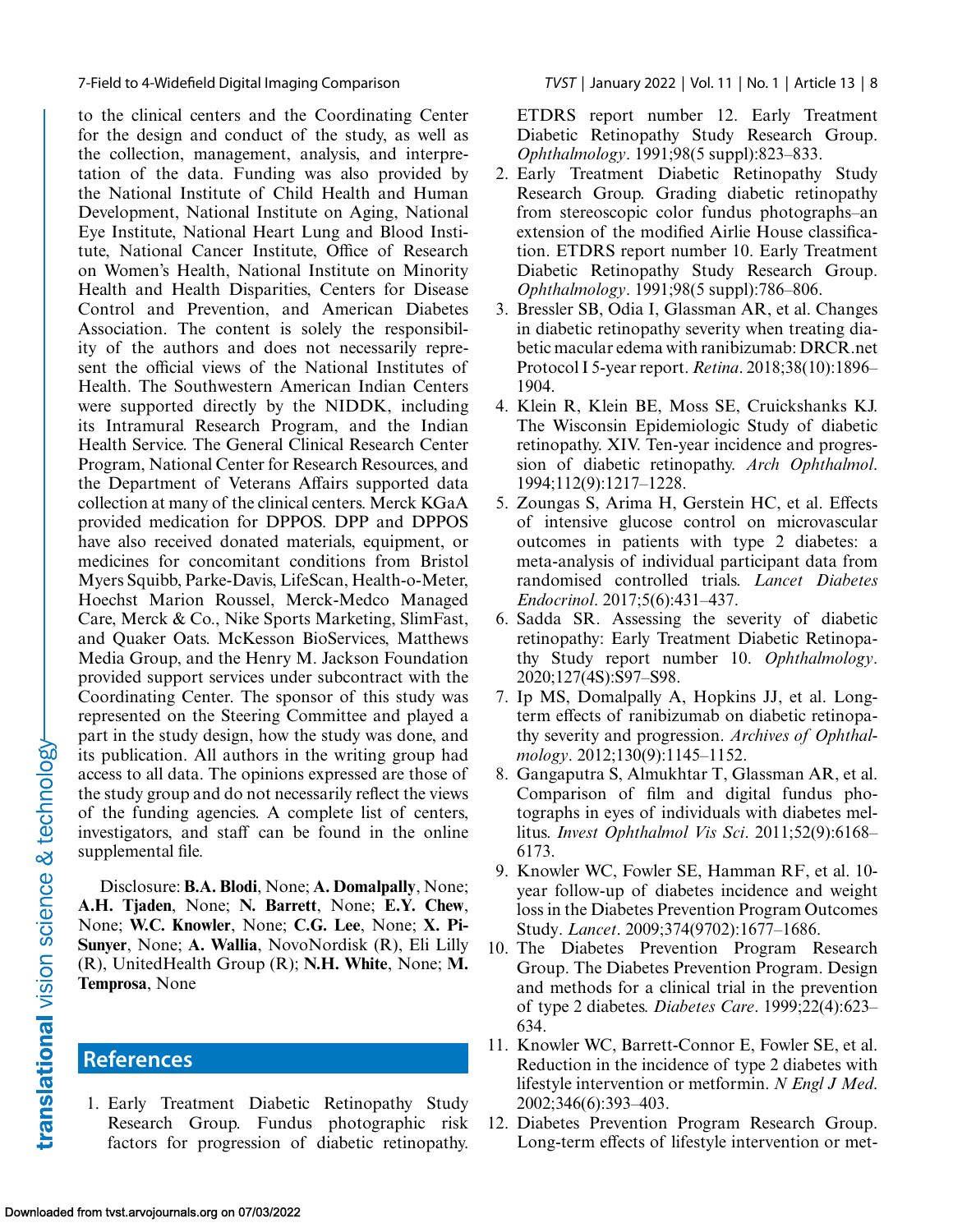to the clinical centers and the Coordinating Center for the design and conduct of the study, as well as the collection, management, analysis, and interpretation of the data. Funding was also provided by the National Institute of Child Health and Human Development, National Institute on Aging, National Eye Institute, National Heart Lung and Blood Institute, National Cancer Institute, Office of Research on Women's Health, National Institute on Minority Health and Health Disparities, Centers for Disease Control and Prevention, and American Diabetes Association. The content is solely the responsibility of the authors and does not necessarily represent the official views of the National Institutes of Health. The Southwestern American Indian Centers were supported directly by the NIDDK, including its Intramural Research Program, and the Indian Health Service. The General Clinical Research Center Program, National Center for Research Resources, and the Department of Veterans Affairs supported data collection at many of the clinical centers. Merck KGaA provided medication for DPPOS. DPP and DPPOS have also received donated materials, equipment, or medicines for concomitant conditions from Bristol Myers Squibb, Parke-Davis, LifeScan, Health-o-Meter, Hoechst Marion Roussel, Merck-Medco Managed Care, Merck & Co., Nike Sports Marketing, SlimFast, and Quaker Oats. McKesson BioServices, Matthews Media Group, and the Henry M. Jackson Foundation provided support services under subcontract with the Coordinating Center. The sponsor of this study was represented on the Steering Committee and played a part in the study design, how the study was done, and its publication. All authors in the writing group had access to all data. The opinions expressed are those of the study group and do not necessarily reflect the views of the funding agencies. A complete list of centers, investigators, and staff can be found in the online supplemental file.

Disclosure: **B.A. Blodi**, None; **A. Domalpally**, None; **A.H. Tjaden**, None; **N. Barrett**, None; **E.Y. Chew**, None; **W.C. Knowler**, None; **C.G. Lee**, None; **X. Pi-Sunyer**, None; **A. Wallia**, NovoNordisk (R), Eli Lilly (R), UnitedHealth Group (R); **N.H. White**, None; **M. Temprosa**, None

## References

1. Early Treatment Diabetic Retinopathy Study Research Group. Fundus photographic risk factors for progression of diabetic retinopathy. ETDRS report number 12. Early Treatment Diabetic Retinopathy Study Research Group. *Ophthalmology*. 1991;98(5 suppl):823–833.
2. Early Treatment Diabetic Retinopathy Study Research Group. Grading diabetic retinopathy from stereoscopic color fundus photographs–an extension of the modified Airlie House classification. ETDRS report number 10. Early Treatment Diabetic Retinopathy Study Research Group. *Ophthalmology*. 1991;98(5 suppl):786–806.
3. Bressler SB, Odia I, Glassman AR, et al. Changes in diabetic retinopathy severity when treating diabetic macular edema with ranibizumab: DRCR.net Protocol I 5-year report. *Retina*. 2018;38(10):1896–1904.
4. Klein R, Klein BE, Moss SE, Cruickshanks KJ. The Wisconsin Epidemiologic Study of diabetic retinopathy. XIV. Ten-year incidence and progression of diabetic retinopathy. *Arch Ophthalmol*. 1994;112(9):1217–1228.
5. Zoungas S, Arima H, Gerstein HC, et al. Effects of intensive glucose control on microvascular outcomes in patients with type 2 diabetes: a meta-analysis of individual participant data from randomised controlled trials. *Lancet Diabetes Endocrinol*. 2017;5(6):431–437.
6. Sadda SR. Assessing the severity of diabetic retinopathy: Early Treatment Diabetic Retinopathy Study report number 10. *Ophthalmology*. 2020;127(4S):S97–S98.
7. Ip MS, Domalpally A, Hopkins JJ, et al. Long-term effects of ranibizumab on diabetic retinopathy severity and progression. *Archives of Ophthalmology*. 2012;130(9):1145–1152.
8. Gangaputra S, Almukhtar T, Glassman AR, et al. Comparison of film and digital fundus photographs in eyes of individuals with diabetes mellitus. *Invest Ophthalmol Vis Sci*. 2011;52(9):6168–6173.
9. Knowler WC, Fowler SE, Hamman RF, et al. 10-year follow-up of diabetes incidence and weight loss in the Diabetes Prevention Program Outcomes Study. *Lancet*. 2009;374(9702):1677–1686.
10. The Diabetes Prevention Program Research Group. The Diabetes Prevention Program. Design and methods for a clinical trial in the prevention of type 2 diabetes. *Diabetes Care*. 1999;22(4):623–634.
11. Knowler WC, Barrett-Connor E, Fowler SE, et al. Reduction in the incidence of type 2 diabetes with lifestyle intervention or metformin. *N Engl J Med*. 2002;346(6):393–403.
12. Diabetes Prevention Program Research Group. Long-term effects of lifestyle intervention or met-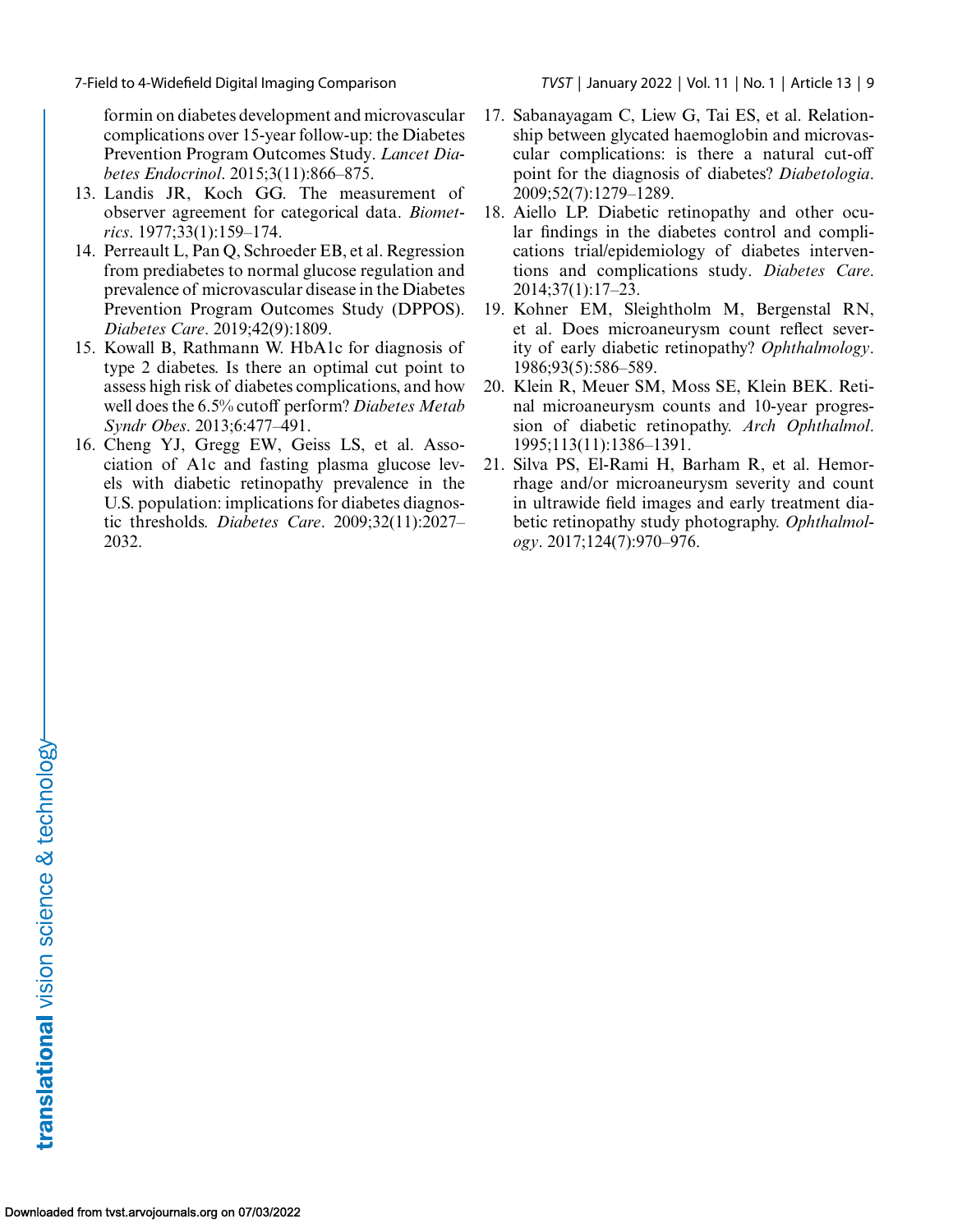formin on diabetes development and microvascular complications over 15-year follow-up: the Diabetes Prevention Program Outcomes Study. *Lancet Diabetes Endocrinol*. 2015;3(11):866–875.

13. Landis JR, Koch GG. The measurement of observer agreement for categorical data. *Biometrics*. 1977;33(1):159–174.
14. Perreault L, Pan Q, Schroeder EB, et al. Regression from prediabetes to normal glucose regulation and prevalence of microvascular disease in the Diabetes Prevention Program Outcomes Study (DPPOS). *Diabetes Care*. 2019;42(9):1809.
15. Kowall B, Rathmann W. HbA1c for diagnosis of type 2 diabetes. Is there an optimal cut point to assess high risk of diabetes complications, and how well does the 6.5% cutoff perform? *Diabetes Metab Syndr Obes*. 2013;6:477–491.
16. Cheng YJ, Gregg EW, Geiss LS, et al. Association of A1c and fasting plasma glucose levels with diabetic retinopathy prevalence in the U.S. population: implications for diabetes diagnostic thresholds. *Diabetes Care*. 2009;32(11):2027–2032.
17. Sabanayagam C, Liew G, Tai ES, et al. Relationship between glycated haemoglobin and microvascular complications: is there a natural cut-off point for the diagnosis of diabetes? *Diabetologia*. 2009;52(7):1279–1289.
18. Aiello LP. Diabetic retinopathy and other ocular findings in the diabetes control and complications trial/epidemiology of diabetes interventions and complications study. *Diabetes Care*. 2014;37(1):17–23.
19. Kohner EM, Sleightholm M, Bergenstal RN, et al. Does microaneurysm count reflect severity of early diabetic retinopathy? *Ophthalmology*. 1986;93(5):586–589.
20. Klein R, Meuer SM, Moss SE, Klein BEK. Retinal microaneurysm counts and 10-year progression of diabetic retinopathy. *Arch Ophthalmol*. 1995;113(11):1386–1391.
21. Silva PS, El-Rami H, Barham R, et al. Hemorrhage and/or microaneurysm severity and count in ultrawide field images and early treatment diabetic retinopathy study photography. *Ophthalmology*. 2017;124(7):970–976.